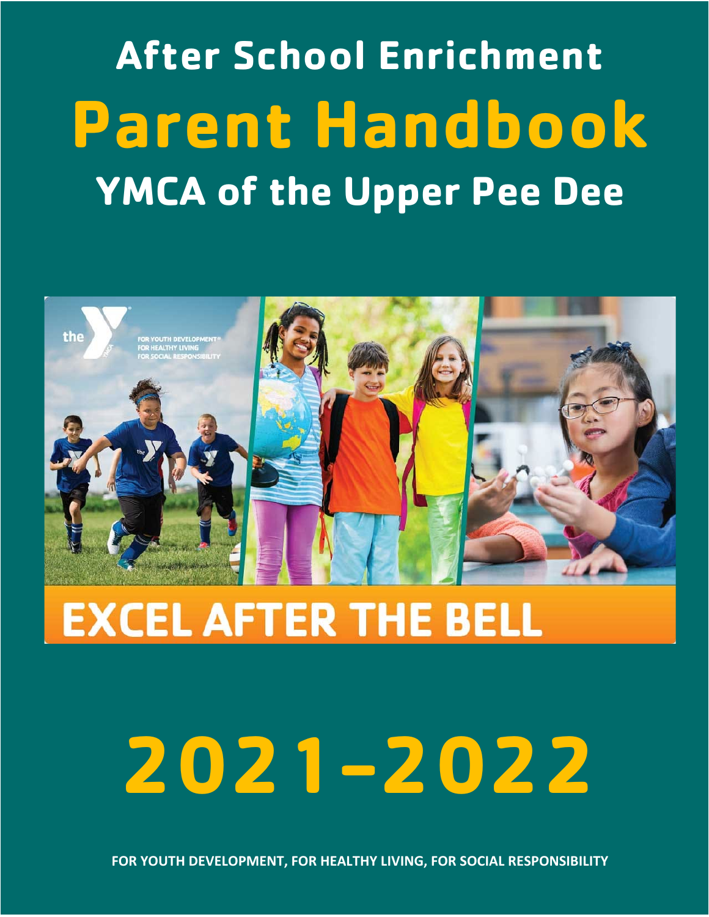# After School Enrichment

# Parent Handbook

## YMCA of the Upper Pee Dee

EXCEL AFTER THE BELL

# 2021-2022

FOR YOUTH DEVELOPMENT, FOR HEALTHY LIVING, FOR SOCIAL RESPONSIBILITY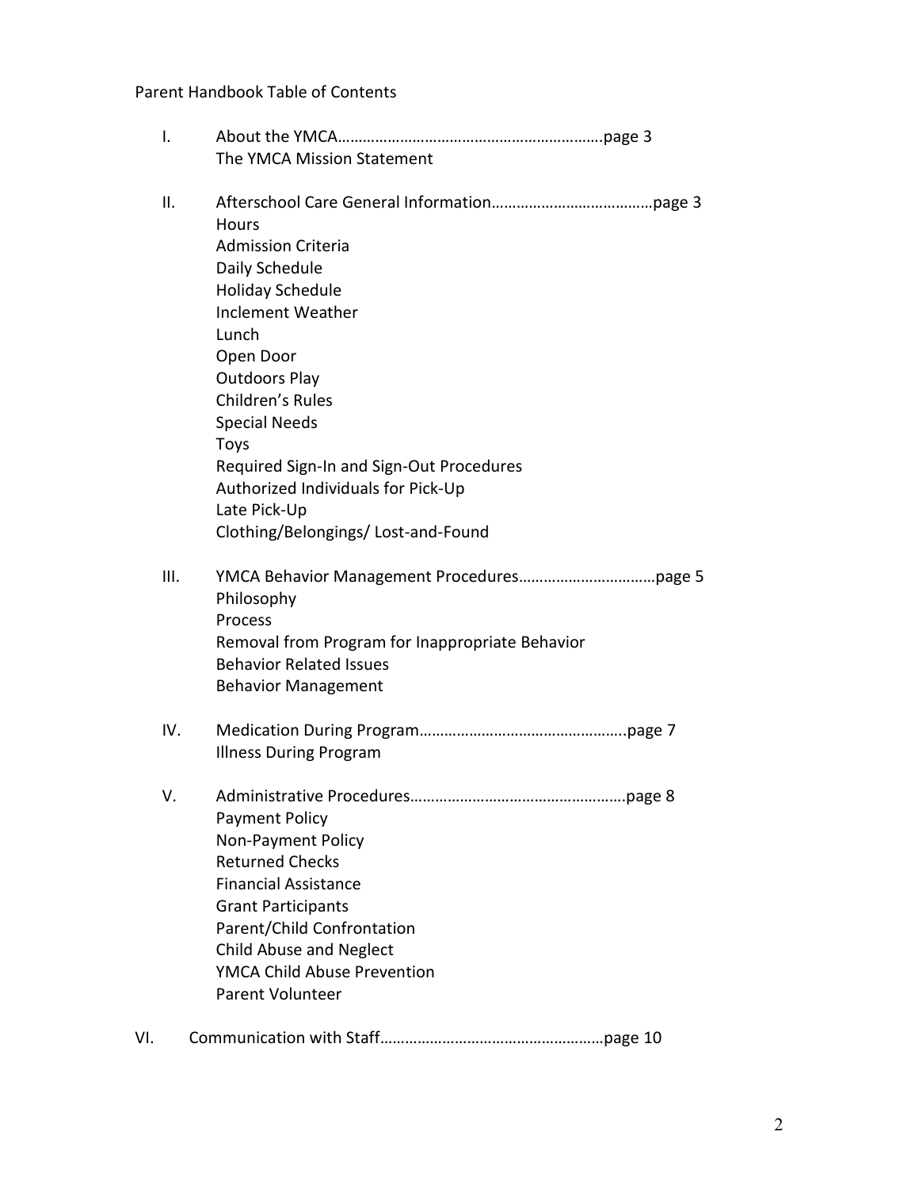Parent Handbook Table of Contents

I. About the YMCA……………………………………………………page 3
   - The YMCA Mission Statement

II. Afterschool Care General Information…………………………………page 3
   - Hours
   - Admission Criteria
   - Daily Schedule
   - Holiday Schedule
   - Inclement Weather
   - Lunch
   - Open Door
   - Outdoors Play
   - Children's Rules
   - Special Needs
   - Toys
   - Required Sign-In and Sign-Out Procedures
   - Authorized Individuals for Pick-Up
   - Late Pick-Up
   - Clothing/Belongings/ Lost-and-Found

III. YMCA Behavior Management Procedures……………………………page 5
   - Philosophy
   - Process
   - Removal from Program for Inappropriate Behavior
   - Behavior Related Issues
   - Behavior Management

IV. Medication During Program…………………………………………..page 7
   - Illness During Program

V. Administrative Procedures…………………………………………….page 8
   - Payment Policy
   - Non-Payment Policy
   - Returned Checks
   - Financial Assistance
   - Grant Participants
   - Parent/Child Confrontation
   - Child Abuse and Neglect
   - YMCA Child Abuse Prevention
   - Parent Volunteer

VI. Communication with Staff………………………………………………page 10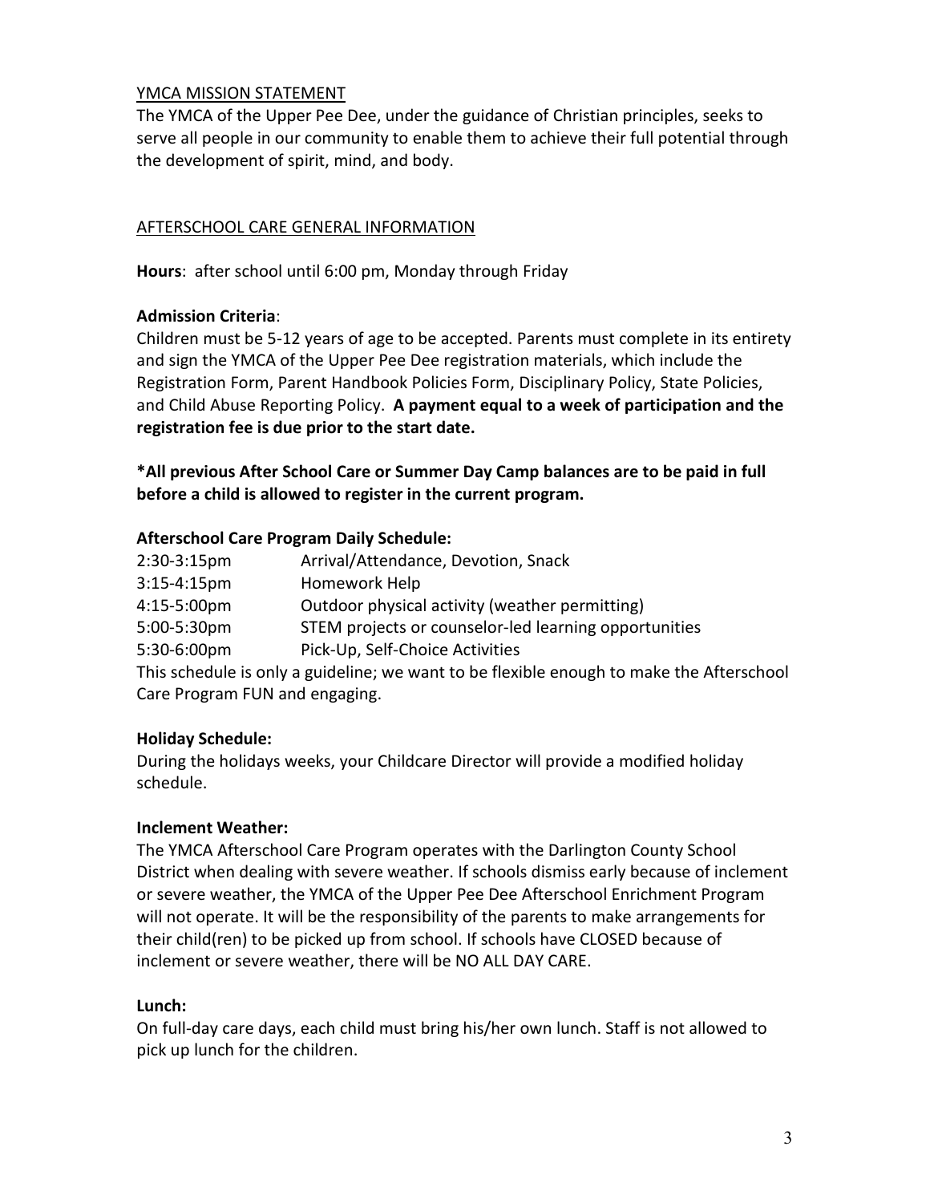<u>YMCA MISSION STATEMENT</u>

The YMCA of the Upper Pee Dee, under the guidance of Christian principles, seeks to serve all people in our community to enable them to achieve their full potential through the development of spirit, mind, and body.

<u>AFTERSCHOOL CARE GENERAL INFORMATION</u>

**Hours**: after school until 6:00 pm, Monday through Friday

**Admission Criteria**:

Children must be 5-12 years of age to be accepted. Parents must complete in its entirety and sign the YMCA of the Upper Pee Dee registration materials, which include the Registration Form, Parent Handbook Policies Form, Disciplinary Policy, State Policies, and Child Abuse Reporting Policy. **A payment equal to a week of participation and the registration fee is due prior to the start date.**

**\*All previous After School Care or Summer Day Camp balances are to be paid in full before a child is allowed to register in the current program.**

**Afterschool Care Program Daily Schedule:**

| | |
|---|---|
| 2:30-3:15pm | Arrival/Attendance, Devotion, Snack |
| 3:15-4:15pm | Homework Help |
| 4:15-5:00pm | Outdoor physical activity (weather permitting) |
| 5:00-5:30pm | STEM projects or counselor-led learning opportunities |
| 5:30-6:00pm | Pick-Up, Self-Choice Activities |

This schedule is only a guideline; we want to be flexible enough to make the Afterschool Care Program FUN and engaging.

**Holiday Schedule:**

During the holidays weeks, your Childcare Director will provide a modified holiday schedule.

**Inclement Weather:**

The YMCA Afterschool Care Program operates with the Darlington County School District when dealing with severe weather. If schools dismiss early because of inclement or severe weather, the YMCA of the Upper Pee Dee Afterschool Enrichment Program will not operate. It will be the responsibility of the parents to make arrangements for their child(ren) to be picked up from school. If schools have CLOSED because of inclement or severe weather, there will be NO ALL DAY CARE.

**Lunch:**

On full-day care days, each child must bring his/her own lunch. Staff is not allowed to pick up lunch for the children.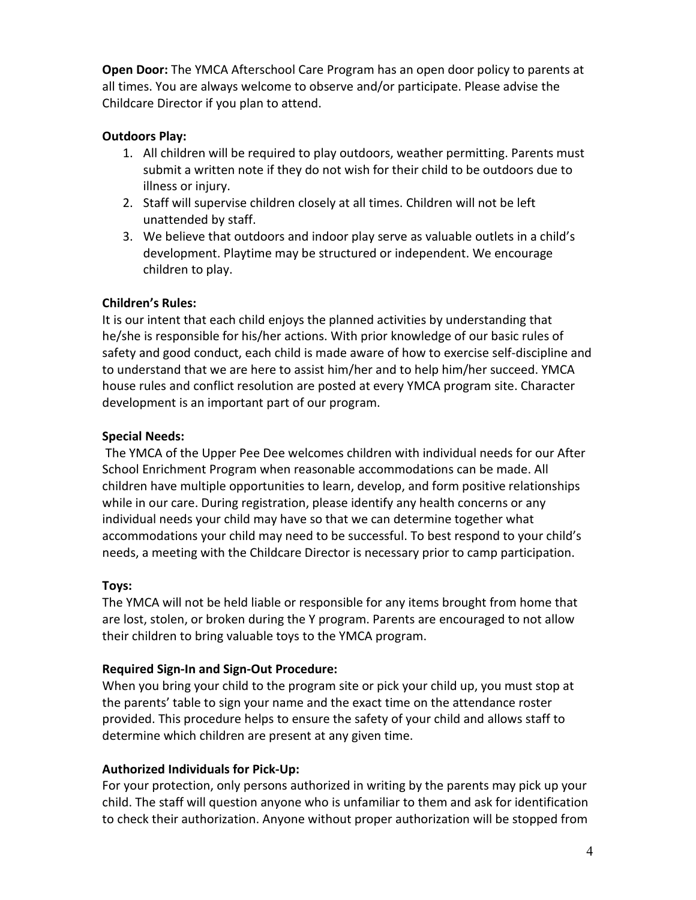**Open Door:** The YMCA Afterschool Care Program has an open door policy to parents at all times. You are always welcome to observe and/or participate. Please advise the Childcare Director if you plan to attend.

**Outdoors Play:**

1. All children will be required to play outdoors, weather permitting. Parents must submit a written note if they do not wish for their child to be outdoors due to illness or injury.
2. Staff will supervise children closely at all times. Children will not be left unattended by staff.
3. We believe that outdoors and indoor play serve as valuable outlets in a child's development. Playtime may be structured or independent. We encourage children to play.

**Children's Rules:**

It is our intent that each child enjoys the planned activities by understanding that he/she is responsible for his/her actions. With prior knowledge of our basic rules of safety and good conduct, each child is made aware of how to exercise self-discipline and to understand that we are here to assist him/her and to help him/her succeed. YMCA house rules and conflict resolution are posted at every YMCA program site. Character development is an important part of our program.

**Special Needs:**

The YMCA of the Upper Pee Dee welcomes children with individual needs for our After School Enrichment Program when reasonable accommodations can be made. All children have multiple opportunities to learn, develop, and form positive relationships while in our care. During registration, please identify any health concerns or any individual needs your child may have so that we can determine together what accommodations your child may need to be successful. To best respond to your child's needs, a meeting with the Childcare Director is necessary prior to camp participation.

**Toys:**

The YMCA will not be held liable or responsible for any items brought from home that are lost, stolen, or broken during the Y program. Parents are encouraged to not allow their children to bring valuable toys to the YMCA program.

**Required Sign-In and Sign-Out Procedure:**

When you bring your child to the program site or pick your child up, you must stop at the parents' table to sign your name and the exact time on the attendance roster provided. This procedure helps to ensure the safety of your child and allows staff to determine which children are present at any given time.

**Authorized Individuals for Pick-Up:**

For your protection, only persons authorized in writing by the parents may pick up your child. The staff will question anyone who is unfamiliar to them and ask for identification to check their authorization. Anyone without proper authorization will be stopped from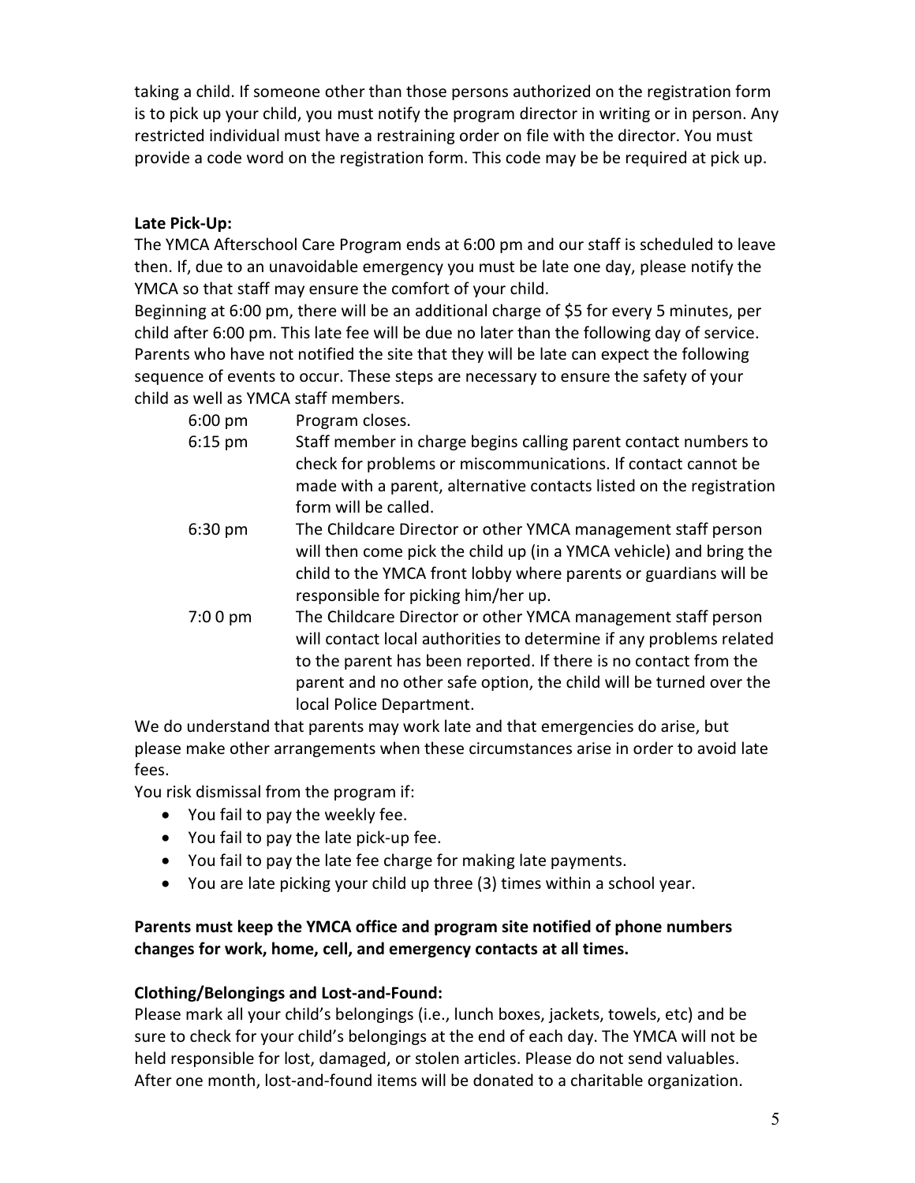taking a child. If someone other than those persons authorized on the registration form is to pick up your child, you must notify the program director in writing or in person. Any restricted individual must have a restraining order on file with the director. You must provide a code word on the registration form. This code may be be required at pick up.

**Late Pick-Up:**

The YMCA Afterschool Care Program ends at 6:00 pm and our staff is scheduled to leave then. If, due to an unavoidable emergency you must be late one day, please notify the YMCA so that staff may ensure the comfort of your child.

Beginning at 6:00 pm, there will be an additional charge of $5 for every 5 minutes, per child after 6:00 pm. This late fee will be due no later than the following day of service. Parents who have not notified the site that they will be late can expect the following sequence of events to occur. These steps are necessary to ensure the safety of your child as well as YMCA staff members.

| | |
|---|---|
| 6:00 pm | Program closes. |
| 6:15 pm | Staff member in charge begins calling parent contact numbers to check for problems or miscommunications. If contact cannot be made with a parent, alternative contacts listed on the registration form will be called. |
| 6:30 pm | The Childcare Director or other YMCA management staff person will then come pick the child up (in a YMCA vehicle) and bring the child to the YMCA front lobby where parents or guardians will be responsible for picking him/her up. |
| 7:0 0 pm | The Childcare Director or other YMCA management staff person will contact local authorities to determine if any problems related to the parent has been reported. If there is no contact from the parent and no other safe option, the child will be turned over the local Police Department. |

We do understand that parents may work late and that emergencies do arise, but please make other arrangements when these circumstances arise in order to avoid late fees.

You risk dismissal from the program if:

- You fail to pay the weekly fee.
- You fail to pay the late pick-up fee.
- You fail to pay the late fee charge for making late payments.
- You are late picking your child up three (3) times within a school year.

**Parents must keep the YMCA office and program site notified of phone numbers changes for work, home, cell, and emergency contacts at all times.**

**Clothing/Belongings and Lost-and-Found:**

Please mark all your child's belongings (i.e., lunch boxes, jackets, towels, etc) and be sure to check for your child's belongings at the end of each day. The YMCA will not be held responsible for lost, damaged, or stolen articles. Please do not send valuables. After one month, lost-and-found items will be donated to a charitable organization.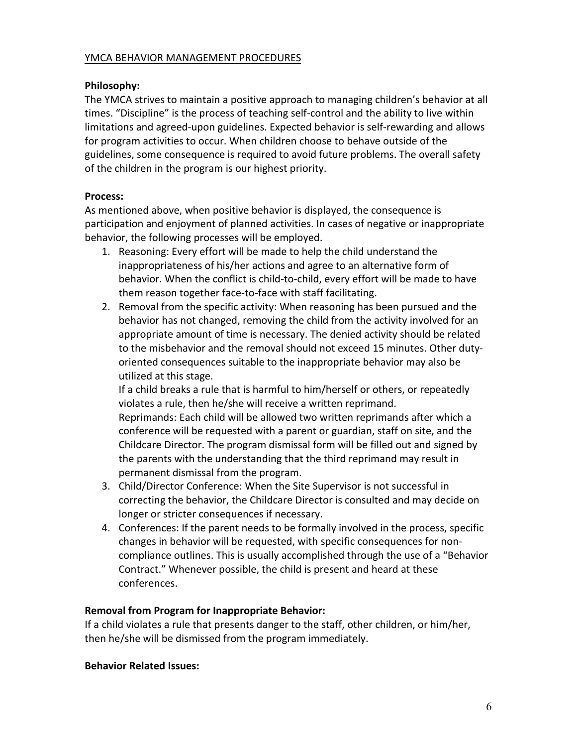YMCA BEHAVIOR MANAGEMENT PROCEDURES

**Philosophy:**

The YMCA strives to maintain a positive approach to managing children's behavior at all times. "Discipline" is the process of teaching self-control and the ability to live within limitations and agreed-upon guidelines. Expected behavior is self-rewarding and allows for program activities to occur. When children choose to behave outside of the guidelines, some consequence is required to avoid future problems. The overall safety of the children in the program is our highest priority.

**Process:**

As mentioned above, when positive behavior is displayed, the consequence is participation and enjoyment of planned activities. In cases of negative or inappropriate behavior, the following processes will be employed.

1. Reasoning: Every effort will be made to help the child understand the inappropriateness of his/her actions and agree to an alternative form of behavior. When the conflict is child-to-child, every effort will be made to have them reason together face-to-face with staff facilitating.
2. Removal from the specific activity: When reasoning has been pursued and the behavior has not changed, removing the child from the activity involved for an appropriate amount of time is necessary. The denied activity should be related to the misbehavior and the removal should not exceed 15 minutes. Other duty-oriented consequences suitable to the inappropriate behavior may also be utilized at this stage.

   If a child breaks a rule that is harmful to him/herself or others, or repeatedly violates a rule, then he/she will receive a written reprimand.

   Reprimands: Each child will be allowed two written reprimands after which a conference will be requested with a parent or guardian, staff on site, and the Childcare Director. The program dismissal form will be filled out and signed by the parents with the understanding that the third reprimand may result in permanent dismissal from the program.
3. Child/Director Conference: When the Site Supervisor is not successful in correcting the behavior, the Childcare Director is consulted and may decide on longer or stricter consequences if necessary.
4. Conferences: If the parent needs to be formally involved in the process, specific changes in behavior will be requested, with specific consequences for non-compliance outlines. This is usually accomplished through the use of a "Behavior Contract." Whenever possible, the child is present and heard at these conferences.

**Removal from Program for Inappropriate Behavior:**

If a child violates a rule that presents danger to the staff, other children, or him/her, then he/she will be dismissed from the program immediately.

**Behavior Related Issues:**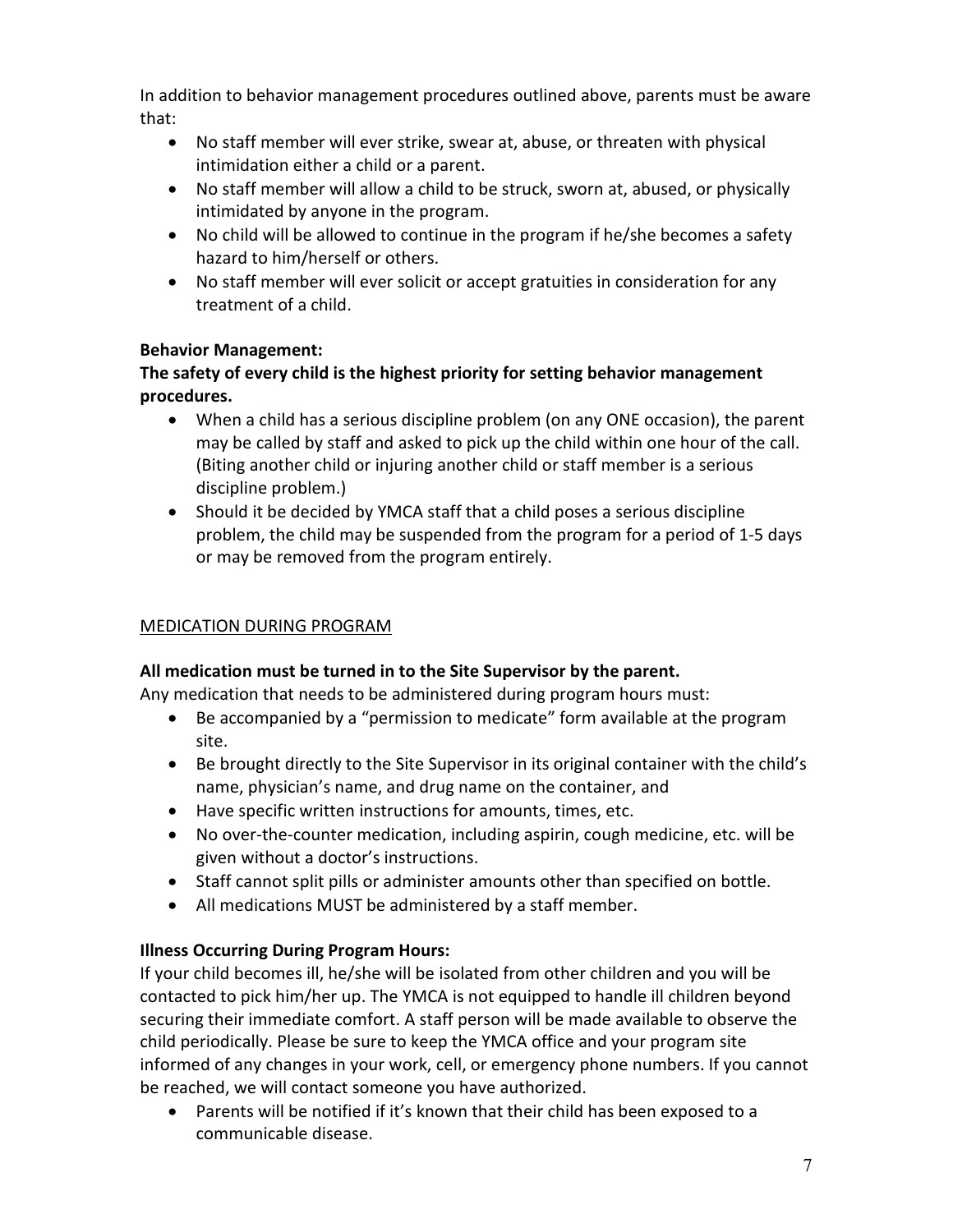In addition to behavior management procedures outlined above, parents must be aware that:

- No staff member will ever strike, swear at, abuse, or threaten with physical intimidation either a child or a parent.
- No staff member will allow a child to be struck, sworn at, abused, or physically intimidated by anyone in the program.
- No child will be allowed to continue in the program if he/she becomes a safety hazard to him/herself or others.
- No staff member will ever solicit or accept gratuities in consideration for any treatment of a child.

**Behavior Management:**

**The safety of every child is the highest priority for setting behavior management procedures.**

- When a child has a serious discipline problem (on any ONE occasion), the parent may be called by staff and asked to pick up the child within one hour of the call. (Biting another child or injuring another child or staff member is a serious discipline problem.)
- Should it be decided by YMCA staff that a child poses a serious discipline problem, the child may be suspended from the program for a period of 1-5 days or may be removed from the program entirely.

## MEDICATION DURING PROGRAM

**All medication must be turned in to the Site Supervisor by the parent.**

Any medication that needs to be administered during program hours must:

- Be accompanied by a "permission to medicate" form available at the program site.
- Be brought directly to the Site Supervisor in its original container with the child's name, physician's name, and drug name on the container, and
- Have specific written instructions for amounts, times, etc.
- No over-the-counter medication, including aspirin, cough medicine, etc. will be given without a doctor's instructions.
- Staff cannot split pills or administer amounts other than specified on bottle.
- All medications MUST be administered by a staff member.

**Illness Occurring During Program Hours:**

If your child becomes ill, he/she will be isolated from other children and you will be contacted to pick him/her up. The YMCA is not equipped to handle ill children beyond securing their immediate comfort. A staff person will be made available to observe the child periodically. Please be sure to keep the YMCA office and your program site informed of any changes in your work, cell, or emergency phone numbers. If you cannot be reached, we will contact someone you have authorized.

- Parents will be notified if it's known that their child has been exposed to a communicable disease.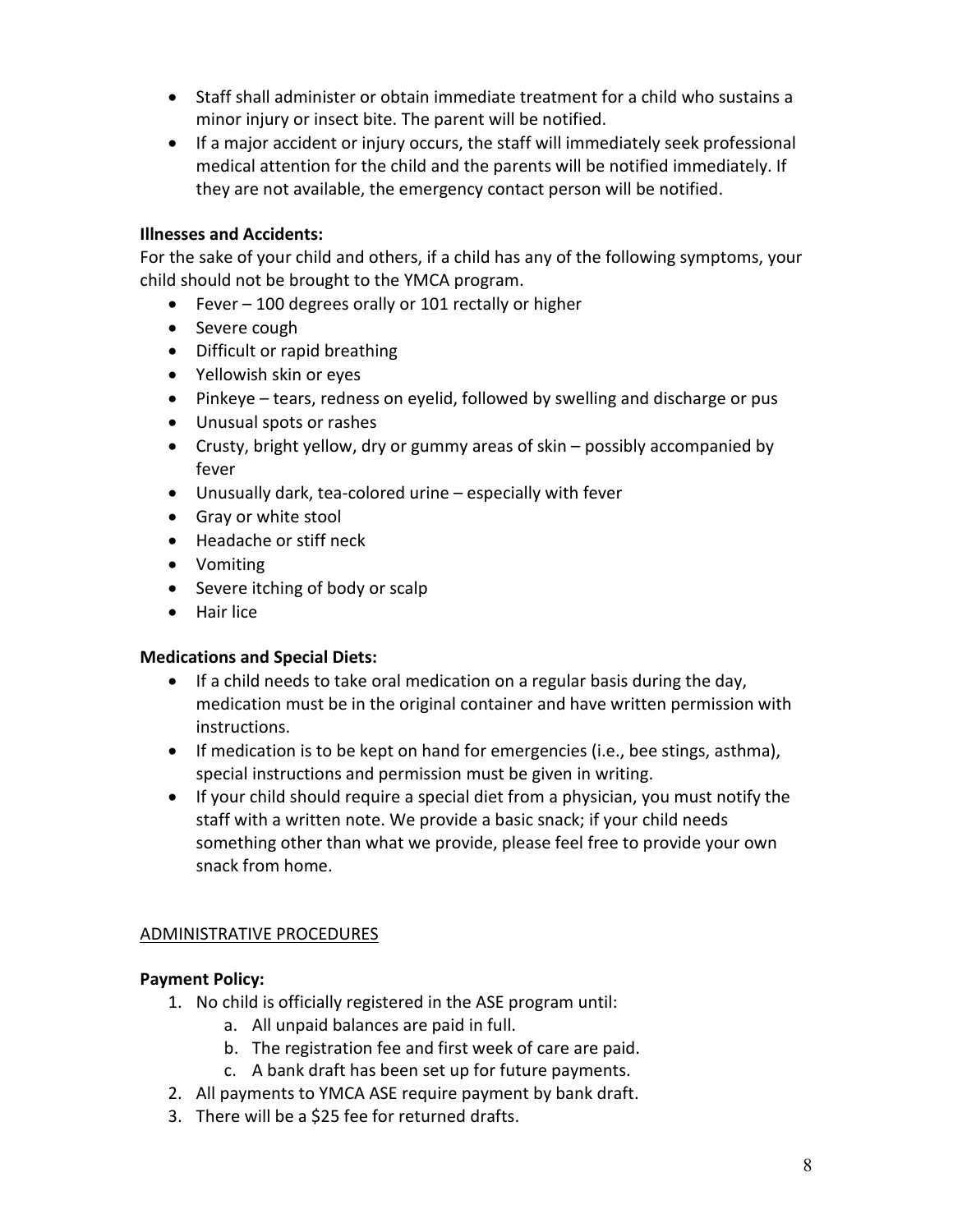- Staff shall administer or obtain immediate treatment for a child who sustains a minor injury or insect bite. The parent will be notified.
- If a major accident or injury occurs, the staff will immediately seek professional medical attention for the child and the parents will be notified immediately. If they are not available, the emergency contact person will be notified.

**Illnesses and Accidents:**

For the sake of your child and others, if a child has any of the following symptoms, your child should not be brought to the YMCA program.

- Fever – 100 degrees orally or 101 rectally or higher
- Severe cough
- Difficult or rapid breathing
- Yellowish skin or eyes
- Pinkeye – tears, redness on eyelid, followed by swelling and discharge or pus
- Unusual spots or rashes
- Crusty, bright yellow, dry or gummy areas of skin – possibly accompanied by fever
- Unusually dark, tea-colored urine – especially with fever
- Gray or white stool
- Headache or stiff neck
- Vomiting
- Severe itching of body or scalp
- Hair lice

**Medications and Special Diets:**

- If a child needs to take oral medication on a regular basis during the day, medication must be in the original container and have written permission with instructions.
- If medication is to be kept on hand for emergencies (i.e., bee stings, asthma), special instructions and permission must be given in writing.
- If your child should require a special diet from a physician, you must notify the staff with a written note. We provide a basic snack; if your child needs something other than what we provide, please feel free to provide your own snack from home.

## ADMINISTRATIVE PROCEDURES

**Payment Policy:**

1. No child is officially registered in the ASE program until:
   a. All unpaid balances are paid in full.
   b. The registration fee and first week of care are paid.
   c. A bank draft has been set up for future payments.
2. All payments to YMCA ASE require payment by bank draft.
3. There will be a $25 fee for returned drafts.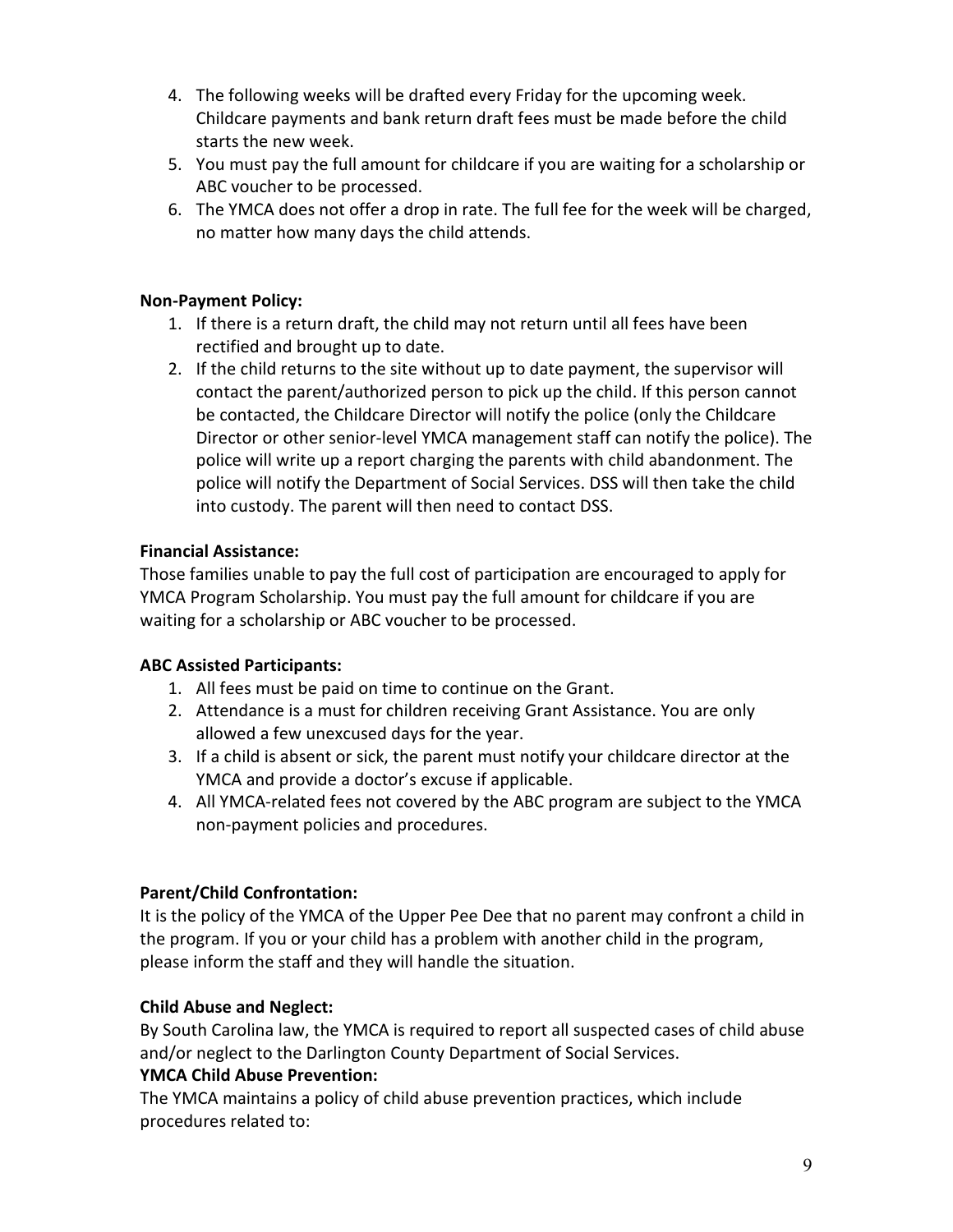4. The following weeks will be drafted every Friday for the upcoming week. Childcare payments and bank return draft fees must be made before the child starts the new week.
5. You must pay the full amount for childcare if you are waiting for a scholarship or ABC voucher to be processed.
6. The YMCA does not offer a drop in rate. The full fee for the week will be charged, no matter how many days the child attends.

**Non-Payment Policy:**

1. If there is a return draft, the child may not return until all fees have been rectified and brought up to date.
2. If the child returns to the site without up to date payment, the supervisor will contact the parent/authorized person to pick up the child. If this person cannot be contacted, the Childcare Director will notify the police (only the Childcare Director or other senior-level YMCA management staff can notify the police). The police will write up a report charging the parents with child abandonment. The police will notify the Department of Social Services. DSS will then take the child into custody. The parent will then need to contact DSS.

**Financial Assistance:**

Those families unable to pay the full cost of participation are encouraged to apply for YMCA Program Scholarship. You must pay the full amount for childcare if you are waiting for a scholarship or ABC voucher to be processed.

**ABC Assisted Participants:**

1. All fees must be paid on time to continue on the Grant.
2. Attendance is a must for children receiving Grant Assistance. You are only allowed a few unexcused days for the year.
3. If a child is absent or sick, the parent must notify your childcare director at the YMCA and provide a doctor's excuse if applicable.
4. All YMCA-related fees not covered by the ABC program are subject to the YMCA non-payment policies and procedures.

**Parent/Child Confrontation:**

It is the policy of the YMCA of the Upper Pee Dee that no parent may confront a child in the program. If you or your child has a problem with another child in the program, please inform the staff and they will handle the situation.

**Child Abuse and Neglect:**

By South Carolina law, the YMCA is required to report all suspected cases of child abuse and/or neglect to the Darlington County Department of Social Services.

**YMCA Child Abuse Prevention:**

The YMCA maintains a policy of child abuse prevention practices, which include procedures related to: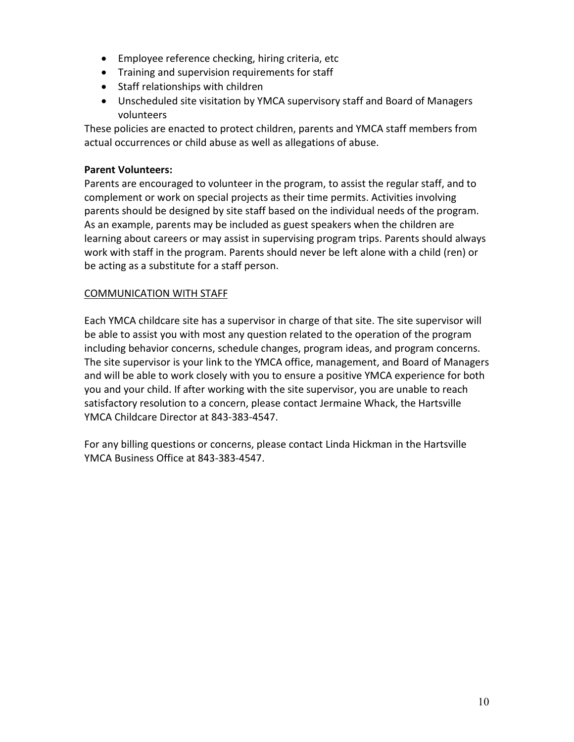- Employee reference checking, hiring criteria, etc
- Training and supervision requirements for staff
- Staff relationships with children
- Unscheduled site visitation by YMCA supervisory staff and Board of Managers volunteers

These policies are enacted to protect children, parents and YMCA staff members from actual occurrences or child abuse as well as allegations of abuse.

**Parent Volunteers:**

Parents are encouraged to volunteer in the program, to assist the regular staff, and to complement or work on special projects as their time permits. Activities involving parents should be designed by site staff based on the individual needs of the program. As an example, parents may be included as guest speakers when the children are learning about careers or may assist in supervising program trips. Parents should always work with staff in the program. Parents should never be left alone with a child (ren) or be acting as a substitute for a staff person.

## COMMUNICATION WITH STAFF

Each YMCA childcare site has a supervisor in charge of that site. The site supervisor will be able to assist you with most any question related to the operation of the program including behavior concerns, schedule changes, program ideas, and program concerns. The site supervisor is your link to the YMCA office, management, and Board of Managers and will be able to work closely with you to ensure a positive YMCA experience for both you and your child. If after working with the site supervisor, you are unable to reach satisfactory resolution to a concern, please contact Jermaine Whack, the Hartsville YMCA Childcare Director at 843-383-4547.

For any billing questions or concerns, please contact Linda Hickman in the Hartsville YMCA Business Office at 843-383-4547.